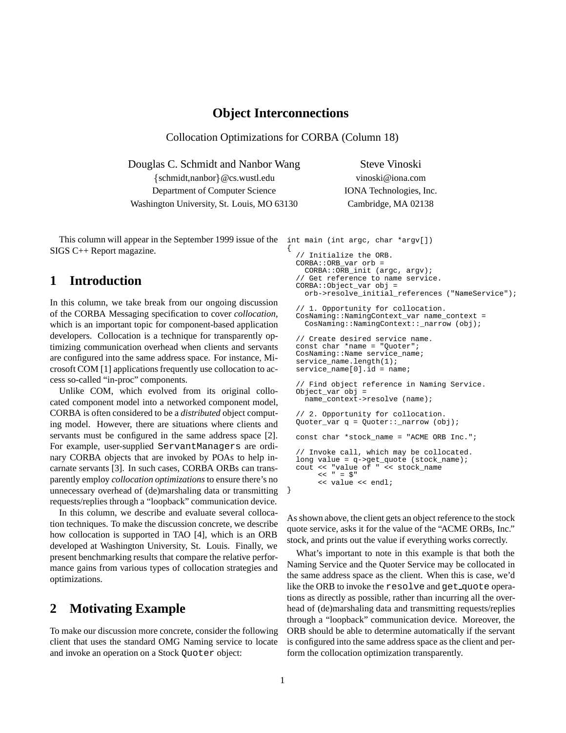# Object Interconnections

Collocation Optimizations for CORBA (Column 18)

Douglas C. Schmidt and Nanbor Wang
{schmidt,nanbor}@cs.wustl.edu
Department of Computer Science
Washington University, St. Louis, MO 63130

Steve Vinoski
vinoski@iona.com
IONA Technologies, Inc.
Cambridge, MA 02138

This column will appear in the September 1999 issue of the SIGS C++ Report magazine.

## 1 Introduction

In this column, we take break from our ongoing discussion of the CORBA Messaging specification to cover *collocation*, which is an important topic for component-based application developers. Collocation is a technique for transparently optimizing communication overhead when clients and servants are configured into the same address space. For instance, Microsoft COM [1] applications frequently use collocation to access so-called "in-proc" components.

Unlike COM, which evolved from its original collocated component model into a networked component model, CORBA is often considered to be a *distributed* object computing model. However, there are situations where clients and servants must be configured in the same address space [2]. For example, user-supplied `ServantManagers` are ordinary CORBA objects that are invoked by POAs to help incarnate servants [3]. In such cases, CORBA ORBs can transparently employ *collocation optimizations* to ensure there's no unnecessary overhead of (de)marshaling data or transmitting requests/replies through a "loopback" communication device.

In this column, we describe and evaluate several collocation techniques. To make the discussion concrete, we describe how collocation is supported in TAO [4], which is an ORB developed at Washington University, St. Louis. Finally, we present benchmarking results that compare the relative performance gains from various types of collocation strategies and optimizations.

## 2 Motivating Example

To make our discussion more concrete, consider the following client that uses the standard OMG Naming service to locate and invoke an operation on a Stock `Quoter` object:

```
int main (int argc, char *argv[])
{
  // Initialize the ORB.
  CORBA::ORB_var orb =
    CORBA::ORB_init (argc, argv);
  // Get reference to name service.
  CORBA::Object_var obj =
    orb->resolve_initial_references ("NameService");

  // 1. Opportunity for collocation.
  CosNaming::NamingContext_var name_context =
    CosNaming::NamingContext::_narrow (obj);

  // Create desired service name.
  const char *name = "Quoter";
  CosNaming::Name service_name;
  service_name.length(1);
  service_name[0].id = name;

  // Find object reference in Naming Service.
  Object_var obj =
    name_context->resolve (name);

  // 2. Opportunity for collocation.
  Quoter_var q = Quoter::_narrow (obj);

  const char *stock_name = "ACME ORB Inc.";

  // Invoke call, which may be collocated.
  long value = q->get_quote (stock_name);
  cout << "value of " << stock_name
       << " = $"
       << value << endl;
}
```

As shown above, the client gets an object reference to the stock quote service, asks it for the value of the "ACME ORBs, Inc." stock, and prints out the value if everything works correctly.

What's important to note in this example is that both the Naming Service and the Quoter Service may be collocated in the same address space as the client. When this is case, we'd like the ORB to invoke the `resolve` and `get_quote` operations as directly as possible, rather than incurring all the overhead of (de)marshaling data and transmitting requests/replies through a "loopback" communication device. Moreover, the ORB should be able to determine automatically if the servant is configured into the same address space as the client and perform the collocation optimization transparently.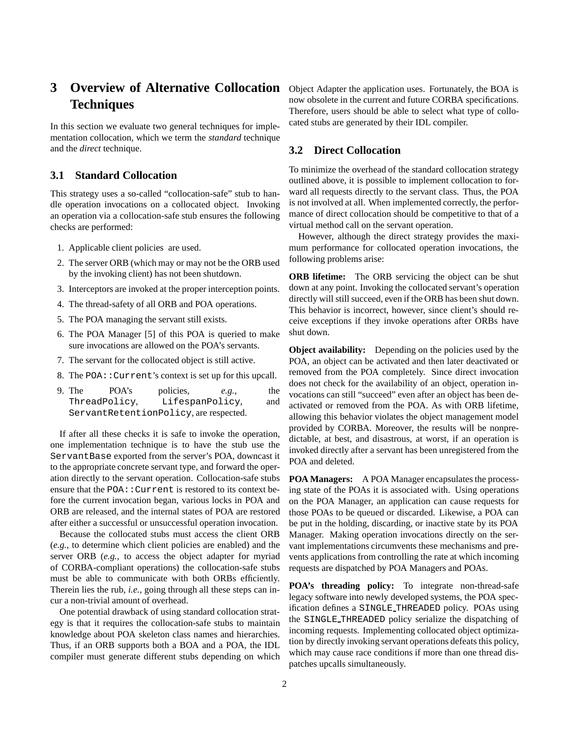# 3 Overview of Alternative Collocation Techniques

In this section we evaluate two general techniques for implementation collocation, which we term the *standard* technique and the *direct* technique.

## 3.1 Standard Collocation

This strategy uses a so-called "collocation-safe" stub to handle operation invocations on a collocated object. Invoking an operation via a collocation-safe stub ensures the following checks are performed:

1. Applicable client policies are used.
2. The server ORB (which may or may not be the ORB used by the invoking client) has not been shutdown.
3. Interceptors are invoked at the proper interception points.
4. The thread-safety of all ORB and POA operations.
5. The POA managing the servant still exists.
6. The POA Manager [5] of this POA is queried to make sure invocations are allowed on the POA's servants.
7. The servant for the collocated object is still active.
8. The `POA::Current`'s context is set up for this upcall.
9. The POA's policies, *e.g.*, the `ThreadPolicy`, `LifespanPolicy`, and `ServantRetentionPolicy`, are respected.

If after all these checks it is safe to invoke the operation, one implementation technique is to have the stub use the `ServantBase` exported from the server's POA, downcast it to the appropriate concrete servant type, and forward the operation directly to the servant operation. Collocation-safe stubs ensure that the `POA::Current` is restored to its context before the current invocation began, various locks in POA and ORB are released, and the internal states of POA are restored after either a successful or unsuccessful operation invocation.

Because the collocated stubs must access the client ORB (*e.g.*, to determine which client policies are enabled) and the server ORB (*e.g.*, to access the object adapter for myriad of CORBA-compliant operations) the collocation-safe stubs must be able to communicate with both ORBs efficiently. Therein lies the rub, *i.e.*, going through all these steps can incur a non-trivial amount of overhead.

One potential drawback of using standard collocation strategy is that it requires the collocation-safe stubs to maintain knowledge about POA skeleton class names and hierarchies. Thus, if an ORB supports both a BOA and a POA, the IDL compiler must generate different stubs depending on which Object Adapter the application uses. Fortunately, the BOA is now obsolete in the current and future CORBA specifications. Therefore, users should be able to select what type of collocated stubs are generated by their IDL compiler.

## 3.2 Direct Collocation

To minimize the overhead of the standard collocation strategy outlined above, it is possible to implement collocation to forward all requests directly to the servant class. Thus, the POA is not involved at all. When implemented correctly, the performance of direct collocation should be competitive to that of a virtual method call on the servant operation.

However, although the direct strategy provides the maximum performance for collocated operation invocations, the following problems arise:

**ORB lifetime:** The ORB servicing the object can be shut down at any point. Invoking the collocated servant's operation directly will still succeed, even if the ORB has been shut down. This behavior is incorrect, however, since client's should receive exceptions if they invoke operations after ORBs have shut down.

**Object availability:** Depending on the policies used by the POA, an object can be activated and then later deactivated or removed from the POA completely. Since direct invocation does not check for the availability of an object, operation invocations can still "succeed" even after an object has been deactivated or removed from the POA. As with ORB lifetime, allowing this behavior violates the object management model provided by CORBA. Moreover, the results will be nonpredictable, at best, and disastrous, at worst, if an operation is invoked directly after a servant has been unregistered from the POA and deleted.

**POA Managers:** A POA Manager encapsulates the processing state of the POAs it is associated with. Using operations on the POA Manager, an application can cause requests for those POAs to be queued or discarded. Likewise, a POA can be put in the holding, discarding, or inactive state by its POA Manager. Making operation invocations directly on the servant implementations circumvents these mechanisms and prevents applications from controlling the rate at which incoming requests are dispatched by POA Managers and POAs.

**POA's threading policy:** To integrate non-thread-safe legacy software into newly developed systems, the POA specification defines a `SINGLE_THREADED` policy. POAs using the `SINGLE_THREADED` policy serialize the dispatching of incoming requests. Implementing collocated object optimization by directly invoking servant operations defeats this policy, which may cause race conditions if more than one thread dispatches upcalls simultaneously.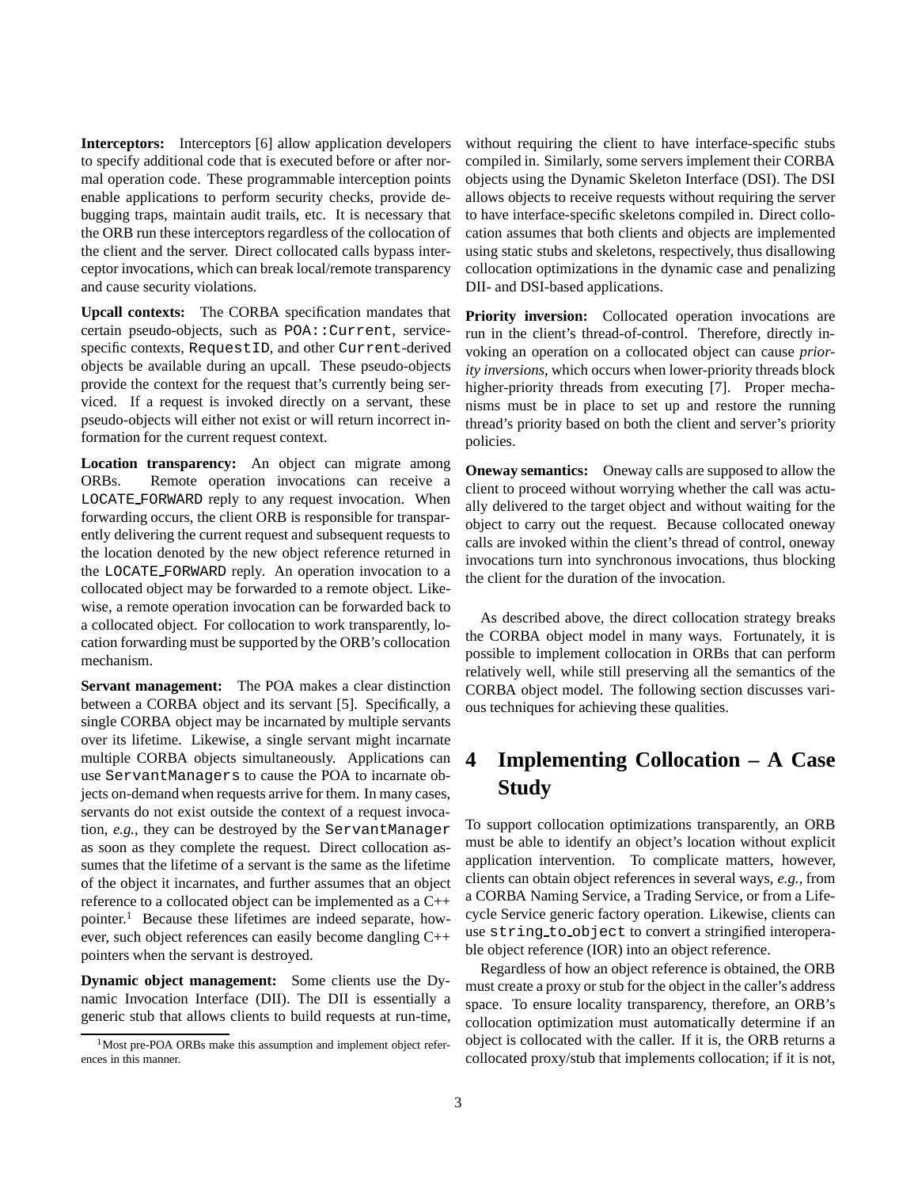**Interceptors:** Interceptors [6] allow application developers to specify additional code that is executed before or after normal operation code. These programmable interception points enable applications to perform security checks, provide debugging traps, maintain audit trails, etc. It is necessary that the ORB run these interceptors regardless of the collocation of the client and the server. Direct collocated calls bypass interceptor invocations, which can break local/remote transparency and cause security violations.

**Upcall contexts:** The CORBA specification mandates that certain pseudo-objects, such as `POA::Current`, service-specific contexts, `RequestID`, and other `Current`-derived objects be available during an upcall. These pseudo-objects provide the context for the request that's currently being serviced. If a request is invoked directly on a servant, these pseudo-objects will either not exist or will return incorrect information for the current request context.

**Location transparency:** An object can migrate among ORBs. Remote operation invocations can receive a `LOCATE_FORWARD` reply to any request invocation. When forwarding occurs, the client ORB is responsible for transparently delivering the current request and subsequent requests to the location denoted by the new object reference returned in the `LOCATE_FORWARD` reply. An operation invocation to a collocated object may be forwarded to a remote object. Likewise, a remote operation invocation can be forwarded back to a collocated object. For collocation to work transparently, location forwarding must be supported by the ORB's collocation mechanism.

**Servant management:** The POA makes a clear distinction between a CORBA object and its servant [5]. Specifically, a single CORBA object may be incarnated by multiple servants over its lifetime. Likewise, a single servant might incarnate multiple CORBA objects simultaneously. Applications can use `ServantManagers` to cause the POA to incarnate objects on-demand when requests arrive for them. In many cases, servants do not exist outside the context of a request invocation, *e.g.*, they can be destroyed by the `ServantManager` as soon as they complete the request. Direct collocation assumes that the lifetime of a servant is the same as the lifetime of the object it incarnates, and further assumes that an object reference to a collocated object can be implemented as a C++ pointer.[1] Because these lifetimes are indeed separate, however, such object references can easily become dangling C++ pointers when the servant is destroyed.

**Dynamic object management:** Some clients use the Dynamic Invocation Interface (DII). The DII is essentially a generic stub that allows clients to build requests at run-time, without requiring the client to have interface-specific stubs compiled in. Similarly, some servers implement their CORBA objects using the Dynamic Skeleton Interface (DSI). The DSI allows objects to receive requests without requiring the server to have interface-specific skeletons compiled in. Direct collocation assumes that both clients and objects are implemented using static stubs and skeletons, respectively, thus disallowing collocation optimizations in the dynamic case and penalizing DII- and DSI-based applications.

**Priority inversion:** Collocated operation invocations are run in the client's thread-of-control. Therefore, directly invoking an operation on a collocated object can cause *priority inversions*, which occurs when lower-priority threads block higher-priority threads from executing [7]. Proper mechanisms must be in place to set up and restore the running thread's priority based on both the client and server's priority policies.

**Oneway semantics:** Oneway calls are supposed to allow the client to proceed without worrying whether the call was actually delivered to the target object and without waiting for the object to carry out the request. Because collocated oneway calls are invoked within the client's thread of control, oneway invocations turn into synchronous invocations, thus blocking the client for the duration of the invocation.

As described above, the direct collocation strategy breaks the CORBA object model in many ways. Fortunately, it is possible to implement collocation in ORBs that can perform relatively well, while still preserving all the semantics of the CORBA object model. The following section discusses various techniques for achieving these qualities.

# 4 Implementing Collocation – A Case Study

To support collocation optimizations transparently, an ORB must be able to identify an object's location without explicit application intervention. To complicate matters, however, clients can obtain object references in several ways, *e.g.*, from a CORBA Naming Service, a Trading Service, or from a Lifecycle Service generic factory operation. Likewise, clients can use `string_to_object` to convert a stringified interoperable object reference (IOR) into an object reference.

Regardless of how an object reference is obtained, the ORB must create a proxy or stub for the object in the caller's address space. To ensure locality transparency, therefore, an ORB's collocation optimization must automatically determine if an object is collocated with the caller. If it is, the ORB returns a collocated proxy/stub that implements collocation; if it is not,

[1] Most pre-POA ORBs make this assumption and implement object references in this manner.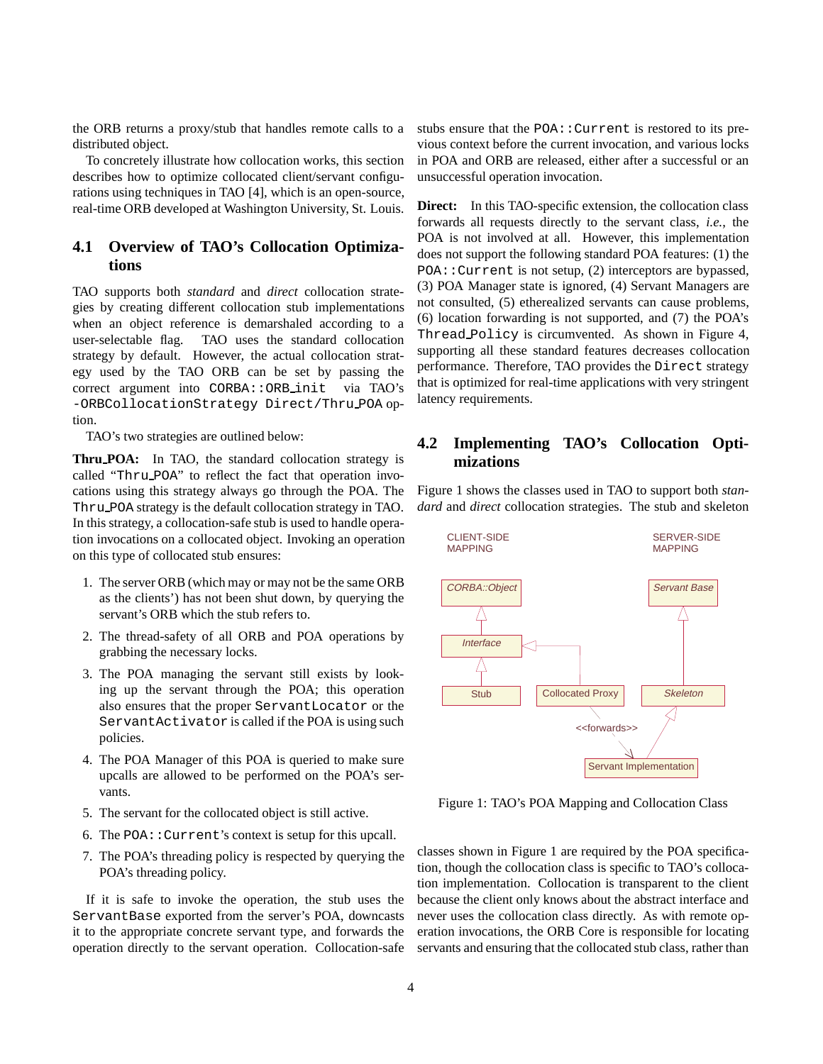the ORB returns a proxy/stub that handles remote calls to a distributed object.

To concretely illustrate how collocation works, this section describes how to optimize collocated client/servant configurations using techniques in TAO [4], which is an open-source, real-time ORB developed at Washington University, St. Louis.

## 4.1 Overview of TAO's Collocation Optimizations

TAO supports both *standard* and *direct* collocation strategies by creating different collocation stub implementations when an object reference is demarshaled according to a user-selectable flag. TAO uses the standard collocation strategy by default. However, the actual collocation strategy used by the TAO ORB can be set by passing the correct argument into `CORBA::ORB_init` via TAO's `-ORBCollocationStrategy Direct/Thru_POA` option.

TAO's two strategies are outlined below:

**Thru_POA:** In TAO, the standard collocation strategy is called "`Thru_POA`" to reflect the fact that operation invocations using this strategy always go through the POA. The `Thru_POA` strategy is the default collocation strategy in TAO. In this strategy, a collocation-safe stub is used to handle operation invocations on a collocated object. Invoking an operation on this type of collocated stub ensures:

1. The server ORB (which may or may not be the same ORB as the clients') has not been shut down, by querying the servant's ORB which the stub refers to.
2. The thread-safety of all ORB and POA operations by grabbing the necessary locks.
3. The POA managing the servant still exists by looking up the servant through the POA; this operation also ensures that the proper `ServantLocator` or the `ServantActivator` is called if the POA is using such policies.
4. The POA Manager of this POA is queried to make sure upcalls are allowed to be performed on the POA's servants.
5. The servant for the collocated object is still active.
6. The `POA::Current`'s context is setup for this upcall.
7. The POA's threading policy is respected by querying the POA's threading policy.

If it is safe to invoke the operation, the stub uses the `ServantBase` exported from the server's POA, downcasts it to the appropriate concrete servant type, and forwards the operation directly to the servant operation. Collocation-safe stubs ensure that the `POA::Current` is restored to its previous context before the current invocation, and various locks in POA and ORB are released, either after a successful or an unsuccessful operation invocation.

**Direct:** In this TAO-specific extension, the collocation class forwards all requests directly to the servant class, *i.e.*, the POA is not involved at all. However, this implementation does not support the following standard POA features: (1) the `POA::Current` is not setup, (2) interceptors are bypassed, (3) POA Manager state is ignored, (4) Servant Managers are not consulted, (5) etherealized servants can cause problems, (6) location forwarding is not supported, and (7) the POA's `Thread_Policy` is circumvented. As shown in Figure 4, supporting all these standard features decreases collocation performance. Therefore, TAO provides the `Direct` strategy that is optimized for real-time applications with very stringent latency requirements.

## 4.2 Implementing TAO's Collocation Optimizations

Figure 1 shows the classes used in TAO to support both *standard* and *direct* collocation strategies. The stub and skeleton

CLIENT-SIDE MAPPING | SERVER-SIDE MAPPING — *CORBA::Object*, *Interface*, Stub, Collocated Proxy, *Servant Base*, *Skeleton*, Servant Implementation, <<forwards>>

Figure 1: TAO's POA Mapping and Collocation Class

classes shown in Figure 1 are required by the POA specification, though the collocation class is specific to TAO's collocation implementation. Collocation is transparent to the client because the client only knows about the abstract interface and never uses the collocation class directly. As with remote operation invocations, the ORB Core is responsible for locating servants and ensuring that the collocated stub class, rather than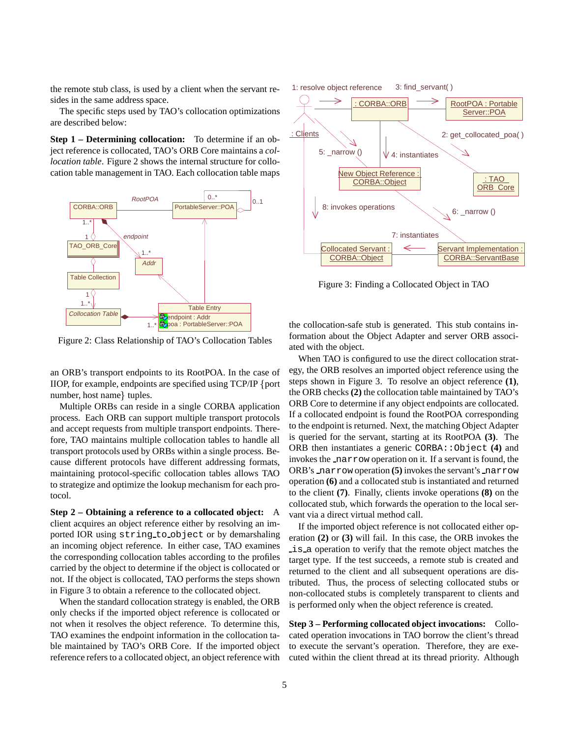the remote stub class, is used by a client when the servant resides in the same address space.

The specific steps used by TAO's collocation optimizations are described below:

**Step 1 – Determining collocation:** To determine if an object reference is collocated, TAO's ORB Core maintains a *collocation table*. Figure 2 shows the internal structure for collocation table management in TAO. Each collocation table maps

Figure 2: Class Relationship of TAO's Collocation Tables

an ORB's transport endpoints to its RootPOA. In the case of IIOP, for example, endpoints are specified using TCP/IP {port number, host name} tuples.

Multiple ORBs can reside in a single CORBA application process. Each ORB can support multiple transport protocols and accept requests from multiple transport endpoints. Therefore, TAO maintains multiple collocation tables to handle all transport protocols used by ORBs within a single process. Because different protocols have different addressing formats, maintaining protocol-specific collocation tables allows TAO to strategize and optimize the lookup mechanism for each protocol.

**Step 2 – Obtaining a reference to a collocated object:** A client acquires an object reference either by resolving an imported IOR using `string_to_object` or by demarshaling an incoming object reference. In either case, TAO examines the corresponding collocation tables according to the profiles carried by the object to determine if the object is collocated or not. If the object is collocated, TAO performs the steps shown in Figure 3 to obtain a reference to the collocated object.

When the standard collocation strategy is enabled, the ORB only checks if the imported object reference is collocated or not when it resolves the object reference. To determine this, TAO examines the endpoint information in the collocation table maintained by TAO's ORB Core. If the imported object reference refers to a collocated object, an object reference with

Figure 3: Finding a Collocated Object in TAO

the collocation-safe stub is generated. This stub contains information about the Object Adapter and server ORB associated with the object.

When TAO is configured to use the direct collocation strategy, the ORB resolves an imported object reference using the steps shown in Figure 3. To resolve an object reference **(1)**, the ORB checks **(2)** the collocation table maintained by TAO's ORB Core to determine if any object endpoints are collocated. If a collocated endpoint is found the RootPOA corresponding to the endpoint is returned. Next, the matching Object Adapter is queried for the servant, starting at its RootPOA **(3)**. The ORB then instantiates a generic `CORBA::Object` **(4)** and invokes the `_narrow` operation on it. If a servant is found, the ORB's `_narrow` operation **(5)** invokes the servant's `_narrow` operation **(6)** and a collocated stub is instantiated and returned to the client **(7)**. Finally, clients invoke operations **(8)** on the collocated stub, which forwards the operation to the local servant via a direct virtual method call.

If the imported object reference is not collocated either operation **(2)** or **(3)** will fail. In this case, the ORB invokes the `_is_a` operation to verify that the remote object matches the target type. If the test succeeds, a remote stub is created and returned to the client and all subsequent operations are distributed. Thus, the process of selecting collocated stubs or non-collocated stubs is completely transparent to clients and is performed only when the object reference is created.

**Step 3 – Performing collocated object invocations:** Collocated operation invocations in TAO borrow the client's thread to execute the servant's operation. Therefore, they are executed within the client thread at its thread priority. Although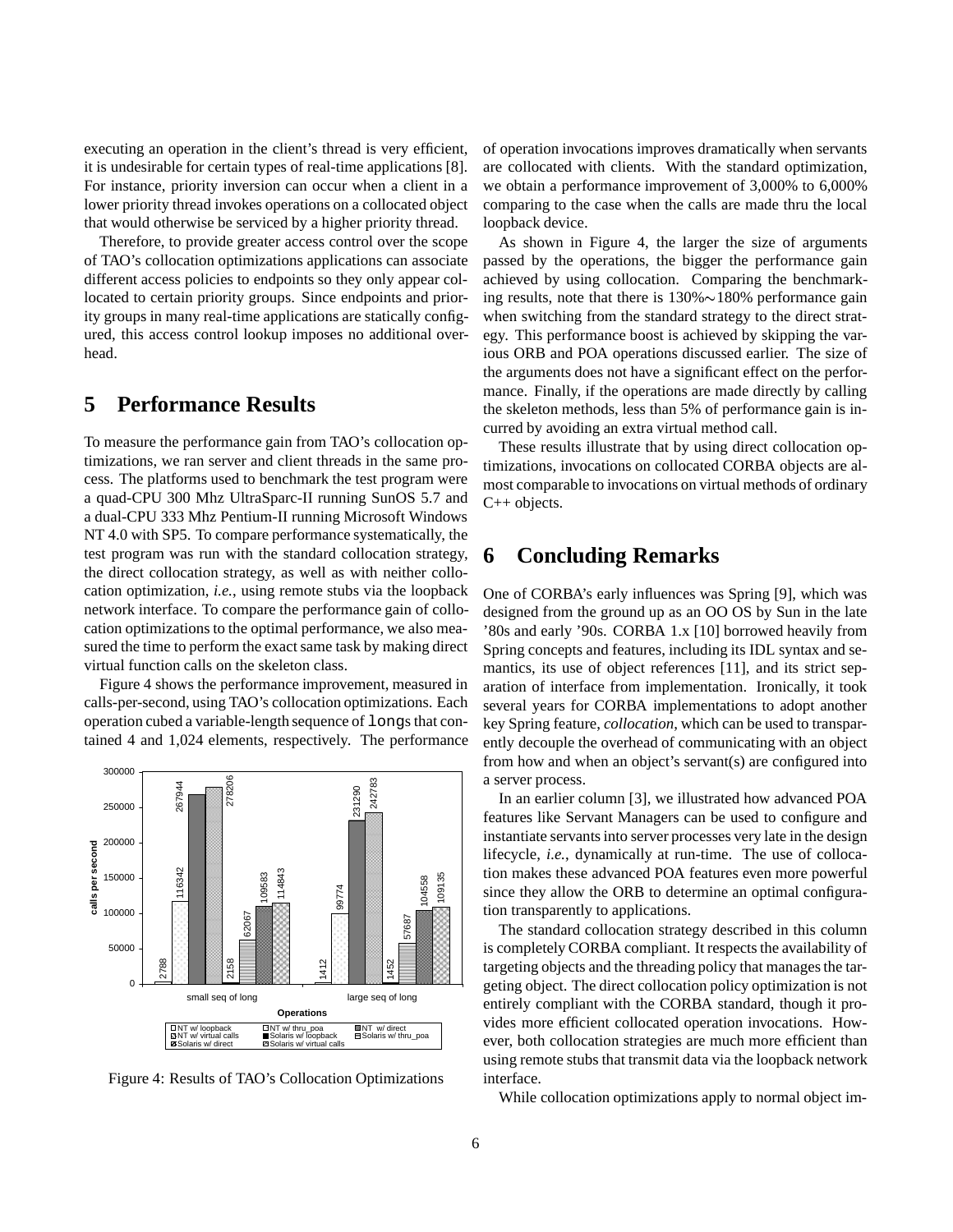executing an operation in the client's thread is very efficient, it is undesirable for certain types of real-time applications [8]. For instance, priority inversion can occur when a client in a lower priority thread invokes operations on a collocated object that would otherwise be serviced by a higher priority thread.

Therefore, to provide greater access control over the scope of TAO's collocation optimizations applications can associate different access policies to endpoints so they only appear collocated to certain priority groups. Since endpoints and priority groups in many real-time applications are statically configured, this access control lookup imposes no additional overhead.

## 5 Performance Results

To measure the performance gain from TAO's collocation optimizations, we ran server and client threads in the same process. The platforms used to benchmark the test program were a quad-CPU 300 Mhz UltraSparc-II running SunOS 5.7 and a dual-CPU 333 Mhz Pentium-II running Microsoft Windows NT 4.0 with SP5. To compare performance systematically, the test program was run with the standard collocation strategy, the direct collocation strategy, as well as with neither collocation optimization, *i.e.*, using remote stubs via the loopback network interface. To compare the performance gain of collocation optimizations to the optimal performance, we also measured the time to perform the exact same task by making direct virtual function calls on the skeleton class.

Figure 4 shows the performance improvement, measured in calls-per-second, using TAO's collocation optimizations. Each operation cubed a variable-length sequence of `long`s that contained 4 and 1,024 elements, respectively. The performance of operation invocations improves dramatically when servants are collocated with clients. With the standard optimization, we obtain a performance improvement of 3,000% to 6,000% comparing to the case when the calls are made thru the local loopback device.

| Operations | NT w/ loopback | NT w/ thru_poa | NT w/ direct | NT w/ virtual calls | Solaris w/ loopback | Solaris w/ thru_poa | Solaris w/ direct | Solaris w/ virtual calls |
|---|---|---|---|---|---|---|---|---|
| small seq of long | 2788 | 116342 | 267944 | 278206 | 2158 | 62067 | 109583 | 114843 |
| large seq of long | 1412 | 99774 | 231290 | 242783 | 1452 | 57687 | 104558 | 109135 |

Figure 4: Results of TAO's Collocation Optimizations

As shown in Figure 4, the larger the size of arguments passed by the operations, the bigger the performance gain achieved by using collocation. Comparing the benchmarking results, note that there is 130%∼180% performance gain when switching from the standard strategy to the direct strategy. This performance boost is achieved by skipping the various ORB and POA operations discussed earlier. The size of the arguments does not have a significant effect on the performance. Finally, if the operations are made directly by calling the skeleton methods, less than 5% of performance gain is incurred by avoiding an extra virtual method call.

These results illustrate that by using direct collocation optimizations, invocations on collocated CORBA objects are almost comparable to invocations on virtual methods of ordinary C++ objects.

## 6 Concluding Remarks

One of CORBA's early influences was Spring [9], which was designed from the ground up as an OO OS by Sun in the late '80s and early '90s. CORBA 1.x [10] borrowed heavily from Spring concepts and features, including its IDL syntax and semantics, its use of object references [11], and its strict separation of interface from implementation. Ironically, it took several years for CORBA implementations to adopt another key Spring feature, *collocation*, which can be used to transparently decouple the overhead of communicating with an object from how and when an object's servant(s) are configured into a server process.

In an earlier column [3], we illustrated how advanced POA features like Servant Managers can be used to configure and instantiate servants into server processes very late in the design lifecycle, *i.e.*, dynamically at run-time. The use of collocation makes these advanced POA features even more powerful since they allow the ORB to determine an optimal configuration transparently to applications.

The standard collocation strategy described in this column is completely CORBA compliant. It respects the availability of targeting objects and the threading policy that manages the targeting object. The direct collocation policy optimization is not entirely compliant with the CORBA standard, though it provides more efficient collocated operation invocations. However, both collocation strategies are much more efficient than using remote stubs that transmit data via the loopback network interface.

While collocation optimizations apply to normal object im-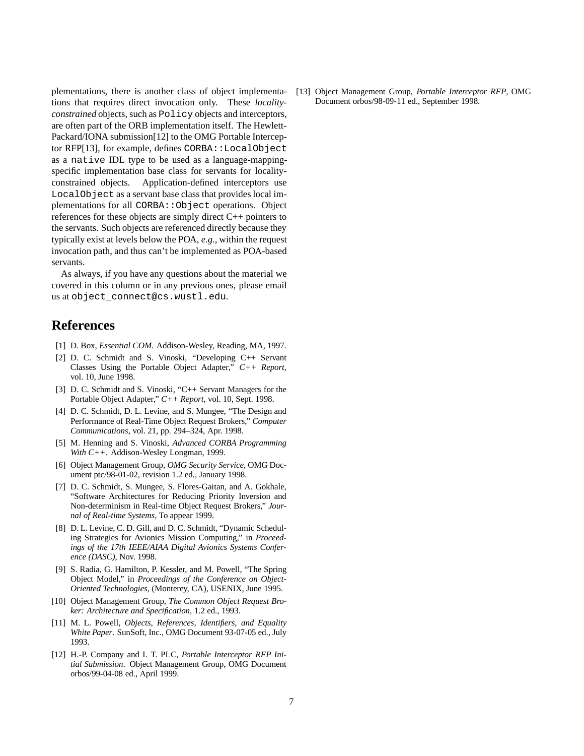plementations, there is another class of object implementations that requires direct invocation only. These *locality-constrained* objects, such as `Policy` objects and interceptors, are often part of the ORB implementation itself. The Hewlett-Packard/IONA submission[12] to the OMG Portable Interceptor RFP[13], for example, defines `CORBA::LocalObject` as a `native` IDL type to be used as a language-mapping-specific implementation base class for servants for locality-constrained objects. Application-defined interceptors use `LocalObject` as a servant base class that provides local implementations for all `CORBA::Object` operations. Object references for these objects are simply direct C++ pointers to the servants. Such objects are referenced directly because they typically exist at levels below the POA, *e.g.*, within the request invocation path, and thus can't be implemented as POA-based servants.

As always, if you have any questions about the material we covered in this column or in any previous ones, please email us at `object_connect@cs.wustl.edu`.

## References

[1] D. Box, *Essential COM*. Addison-Wesley, Reading, MA, 1997.

[2] D. C. Schmidt and S. Vinoski, "Developing C++ Servant Classes Using the Portable Object Adapter," *C++ Report*, vol. 10, June 1998.

[3] D. C. Schmidt and S. Vinoski, "C++ Servant Managers for the Portable Object Adapter," *C++ Report*, vol. 10, Sept. 1998.

[4] D. C. Schmidt, D. L. Levine, and S. Mungee, "The Design and Performance of Real-Time Object Request Brokers," *Computer Communications*, vol. 21, pp. 294–324, Apr. 1998.

[5] M. Henning and S. Vinoski, *Advanced CORBA Programming With C++*. Addison-Wesley Longman, 1999.

[6] Object Management Group, *OMG Security Service*, OMG Document ptc/98-01-02, revision 1.2 ed., January 1998.

[7] D. C. Schmidt, S. Mungee, S. Flores-Gaitan, and A. Gokhale, "Software Architectures for Reducing Priority Inversion and Non-determinism in Real-time Object Request Brokers," *Journal of Real-time Systems*, To appear 1999.

[8] D. L. Levine, C. D. Gill, and D. C. Schmidt, "Dynamic Scheduling Strategies for Avionics Mission Computing," in *Proceedings of the 17th IEEE/AIAA Digital Avionics Systems Conference (DASC)*, Nov. 1998.

[9] S. Radia, G. Hamilton, P. Kessler, and M. Powell, "The Spring Object Model," in *Proceedings of the Conference on Object-Oriented Technologies*, (Monterey, CA), USENIX, June 1995.

[10] Object Management Group, *The Common Object Request Broker: Architecture and Specification*, 1.2 ed., 1993.

[11] M. L. Powell, *Objects, References, Identifiers, and Equality White Paper*. SunSoft, Inc., OMG Document 93-07-05 ed., July 1993.

[12] H.-P. Company and I. T. PLC, *Portable Interceptor RFP Initial Submission*. Object Management Group, OMG Document orbos/99-04-08 ed., April 1999.

[13] Object Management Group, *Portable Interceptor RFP*, OMG Document orbos/98-09-11 ed., September 1998.